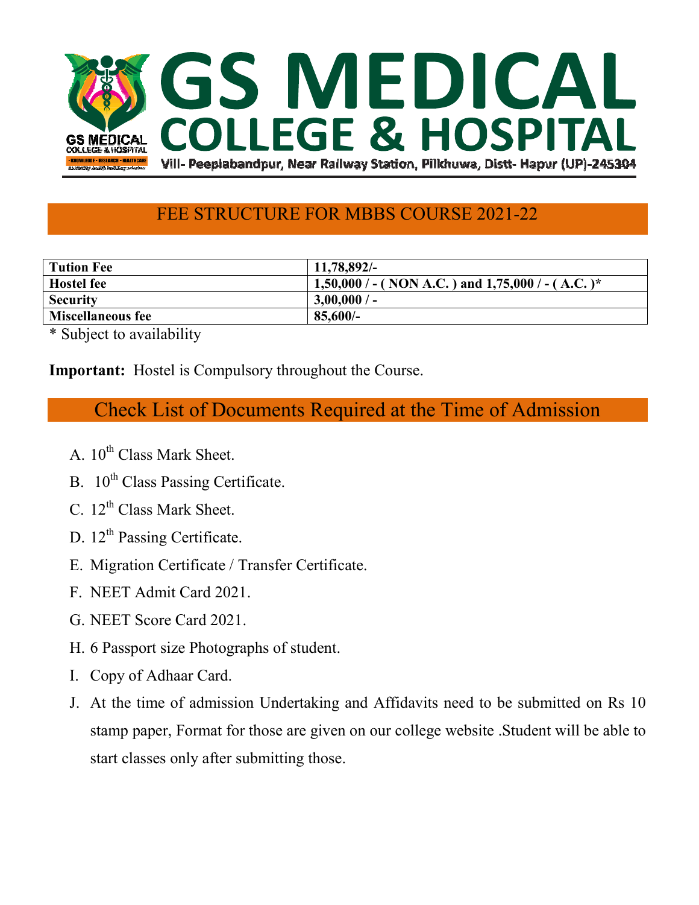# GS MEDICAL COLLEGE & HOSPITAL

Vill- Peeplabandpur, Near Railway Station, Pilkhuwa, Distt- Hapur (UP)-245304

## FEE STRUCTURE FOR MBBS COURSE 2021-22

| **Tution Fee** | **11,78,892/-** |
|---|---|
| **Hostel fee** | **1,50,000 / - ( NON A.C. ) and 1,75,000 / - ( A.C. )*** |
| **Security** | **3,00,000 / -** |
| **Miscellaneous fee** | **85,600/-** |

* Subject to availability

**Important:** Hostel is Compulsory throughout the Course.

## Check List of Documents Required at the Time of Admission

A. 10th Class Mark Sheet.

B. 10th Class Passing Certificate.

C. 12th Class Mark Sheet.

D. 12th Passing Certificate.

E. Migration Certificate / Transfer Certificate.

F. NEET Admit Card 2021.

G. NEET Score Card 2021.

H. 6 Passport size Photographs of student.

I. Copy of Adhaar Card.

J. At the time of admission Undertaking and Affidavits need to be submitted on Rs 10 stamp paper, Format for those are given on our college website .Student will be able to start classes only after submitting those.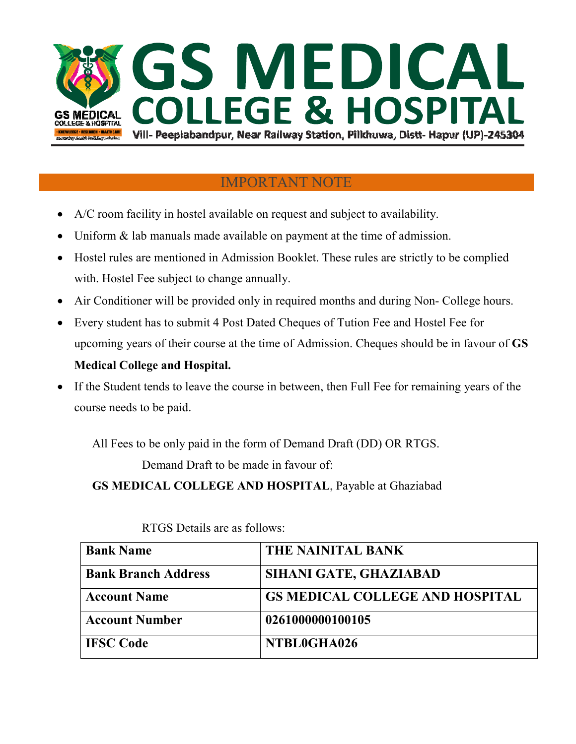# GS MEDICAL COLLEGE & HOSPITAL

Vill- Peeplabandpur, Near Railway Station, Pilkhuwa, Distt- Hapur (UP)-245304

## IMPORTANT NOTE

- A/C room facility in hostel available on request and subject to availability.
- Uniform & lab manuals made available on payment at the time of admission.
- Hostel rules are mentioned in Admission Booklet. These rules are strictly to be complied with. Hostel Fee subject to change annually.
- Air Conditioner will be provided only in required months and during Non- College hours.
- Every student has to submit 4 Post Dated Cheques of Tution Fee and Hostel Fee for upcoming years of their course at the time of Admission. Cheques should be in favour of **GS Medical College and Hospital.**
- If the Student tends to leave the course in between, then Full Fee for remaining years of the course needs to be paid.

All Fees to be only paid in the form of Demand Draft (DD) OR RTGS.

Demand Draft to be made in favour of:

**GS MEDICAL COLLEGE AND HOSPITAL**, Payable at Ghaziabad

RTGS Details are as follows:

| | |
|---|---|
| **Bank Name** | **THE NAINITAL BANK** |
| **Bank Branch Address** | **SIHANI GATE, GHAZIABAD** |
| **Account Name** | **GS MEDICAL COLLEGE AND HOSPITAL** |
| **Account Number** | **0261000000100105** |
| **IFSC Code** | **NTBL0GHA026** |